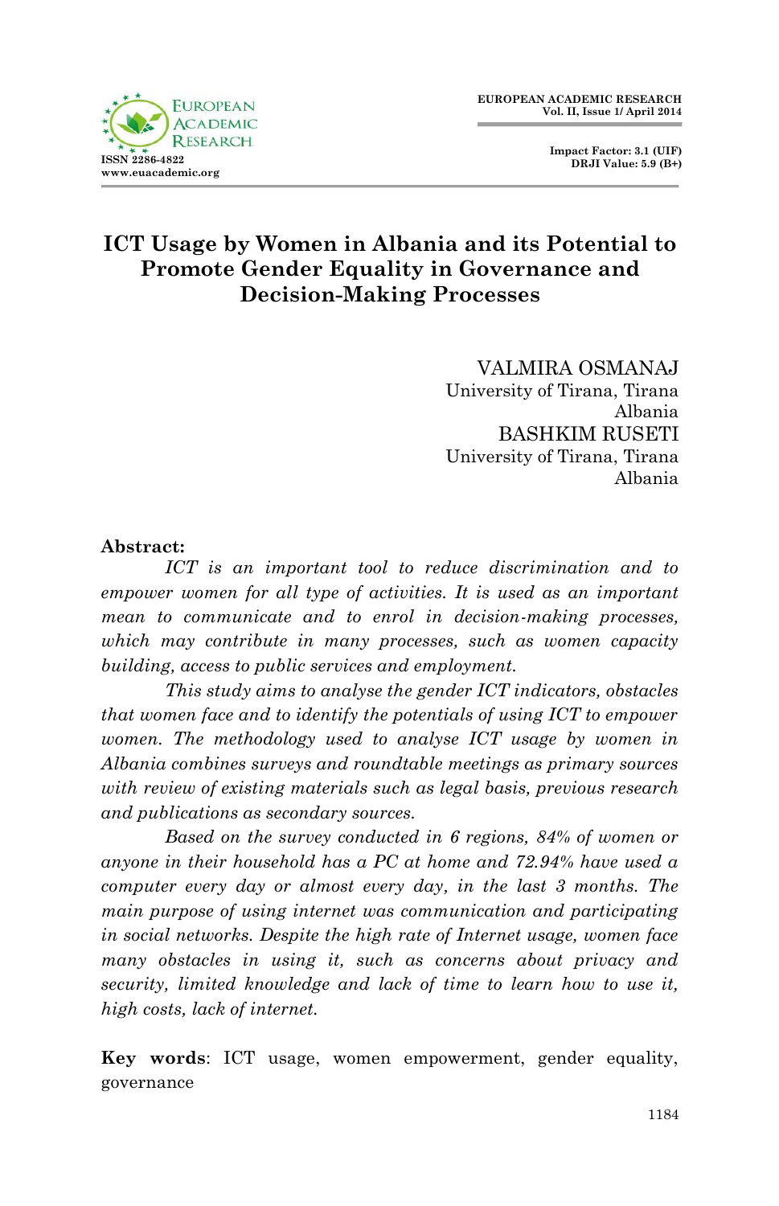# ICT Usage by Women in Albania and its Potential to Promote Gender Equality in Governance and Decision-Making Processes

VALMIRA OSMANAJ
University of Tirana, Tirana
Albania

BASHKIM RUSETI
University of Tirana, Tirana
Albania

**Abstract:**

*ICT is an important tool to reduce discrimination and to empower women for all type of activities. It is used as an important mean to communicate and to enrol in decision-making processes, which may contribute in many processes, such as women capacity building, access to public services and employment.*

*This study aims to analyse the gender ICT indicators, obstacles that women face and to identify the potentials of using ICT to empower women. The methodology used to analyse ICT usage by women in Albania combines surveys and roundtable meetings as primary sources with review of existing materials such as legal basis, previous research and publications as secondary sources.*

*Based on the survey conducted in 6 regions, 84% of women or anyone in their household has a PC at home and 72.94% have used a computer every day or almost every day, in the last 3 months. The main purpose of using internet was communication and participating in social networks. Despite the high rate of Internet usage, women face many obstacles in using it, such as concerns about privacy and security, limited knowledge and lack of time to learn how to use it, high costs, lack of internet.*

**Key words**: ICT usage, women empowerment, gender equality, governance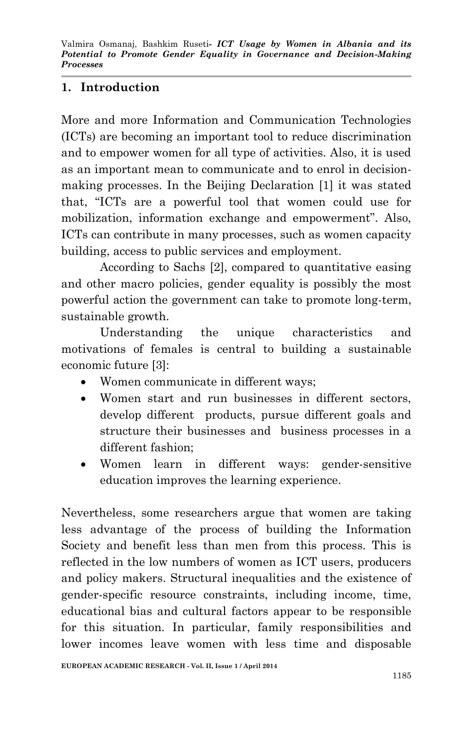## 1. Introduction

More and more Information and Communication Technologies (ICTs) are becoming an important tool to reduce discrimination and to empower women for all type of activities. Also, it is used as an important mean to communicate and to enrol in decision-making processes. In the Beijing Declaration [1] it was stated that, "ICTs are a powerful tool that women could use for mobilization, information exchange and empowerment". Also, ICTs can contribute in many processes, such as women capacity building, access to public services and employment.

According to Sachs [2], compared to quantitative easing and other macro policies, gender equality is possibly the most powerful action the government can take to promote long-term, sustainable growth.

Understanding the unique characteristics and motivations of females is central to building a sustainable economic future [3]:

- Women communicate in different ways;
- Women start and run businesses in different sectors, develop different products, pursue different goals and structure their businesses and business processes in a different fashion;
- Women learn in different ways: gender-sensitive education improves the learning experience.

Nevertheless, some researchers argue that women are taking less advantage of the process of building the Information Society and benefit less than men from this process. This is reflected in the low numbers of women as ICT users, producers and policy makers. Structural inequalities and the existence of gender-specific resource constraints, including income, time, educational bias and cultural factors appear to be responsible for this situation. In particular, family responsibilities and lower incomes leave women with less time and disposable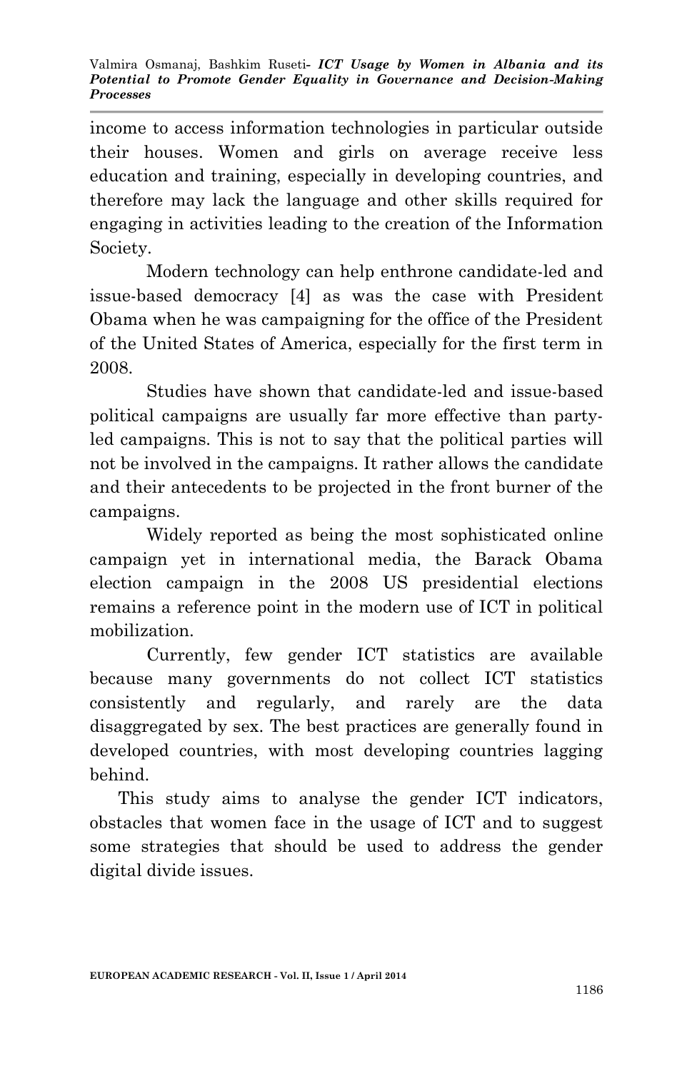income to access information technologies in particular outside their houses. Women and girls on average receive less education and training, especially in developing countries, and therefore may lack the language and other skills required for engaging in activities leading to the creation of the Information Society.

Modern technology can help enthrone candidate-led and issue-based democracy [4] as was the case with President Obama when he was campaigning for the office of the President of the United States of America, especially for the first term in 2008.

Studies have shown that candidate-led and issue-based political campaigns are usually far more effective than party-led campaigns. This is not to say that the political parties will not be involved in the campaigns. It rather allows the candidate and their antecedents to be projected in the front burner of the campaigns.

Widely reported as being the most sophisticated online campaign yet in international media, the Barack Obama election campaign in the 2008 US presidential elections remains a reference point in the modern use of ICT in political mobilization.

Currently, few gender ICT statistics are available because many governments do not collect ICT statistics consistently and regularly, and rarely are the data disaggregated by sex. The best practices are generally found in developed countries, with most developing countries lagging behind.

This study aims to analyse the gender ICT indicators, obstacles that women face in the usage of ICT and to suggest some strategies that should be used to address the gender digital divide issues.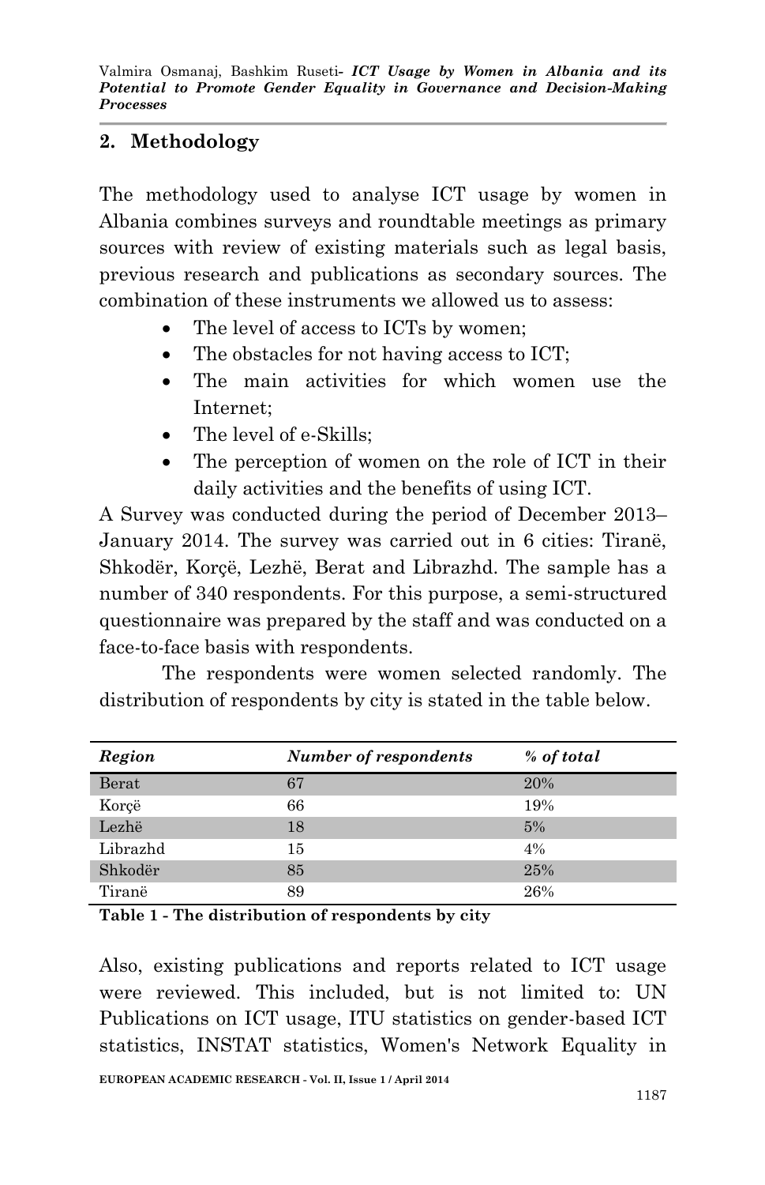## 2. Methodology

The methodology used to analyse ICT usage by women in Albania combines surveys and roundtable meetings as primary sources with review of existing materials such as legal basis, previous research and publications as secondary sources. The combination of these instruments we allowed us to assess:

- The level of access to ICTs by women;
- The obstacles for not having access to ICT;
- The main activities for which women use the Internet;
- The level of e-Skills;
- The perception of women on the role of ICT in their daily activities and the benefits of using ICT.

A Survey was conducted during the period of December 2013–January 2014. The survey was carried out in 6 cities: Tiranë, Shkodër, Korçë, Lezhë, Berat and Librazhd. The sample has a number of 340 respondents. For this purpose, a semi-structured questionnaire was prepared by the staff and was conducted on a face-to-face basis with respondents.

The respondents were women selected randomly. The distribution of respondents by city is stated in the table below.

| *Region* | *Number of respondents* | *% of total* |
|---|---|---|
| Berat | 67 | 20% |
| Korçë | 66 | 19% |
| Lezhë | 18 | 5% |
| Librazhd | 15 | 4% |
| Shkodër | 85 | 25% |
| Tiranë | 89 | 26% |

**Table 1 - The distribution of respondents by city**

Also, existing publications and reports related to ICT usage were reviewed. This included, but is not limited to: UN Publications on ICT usage, ITU statistics on gender-based ICT statistics, INSTAT statistics, Women's Network Equality in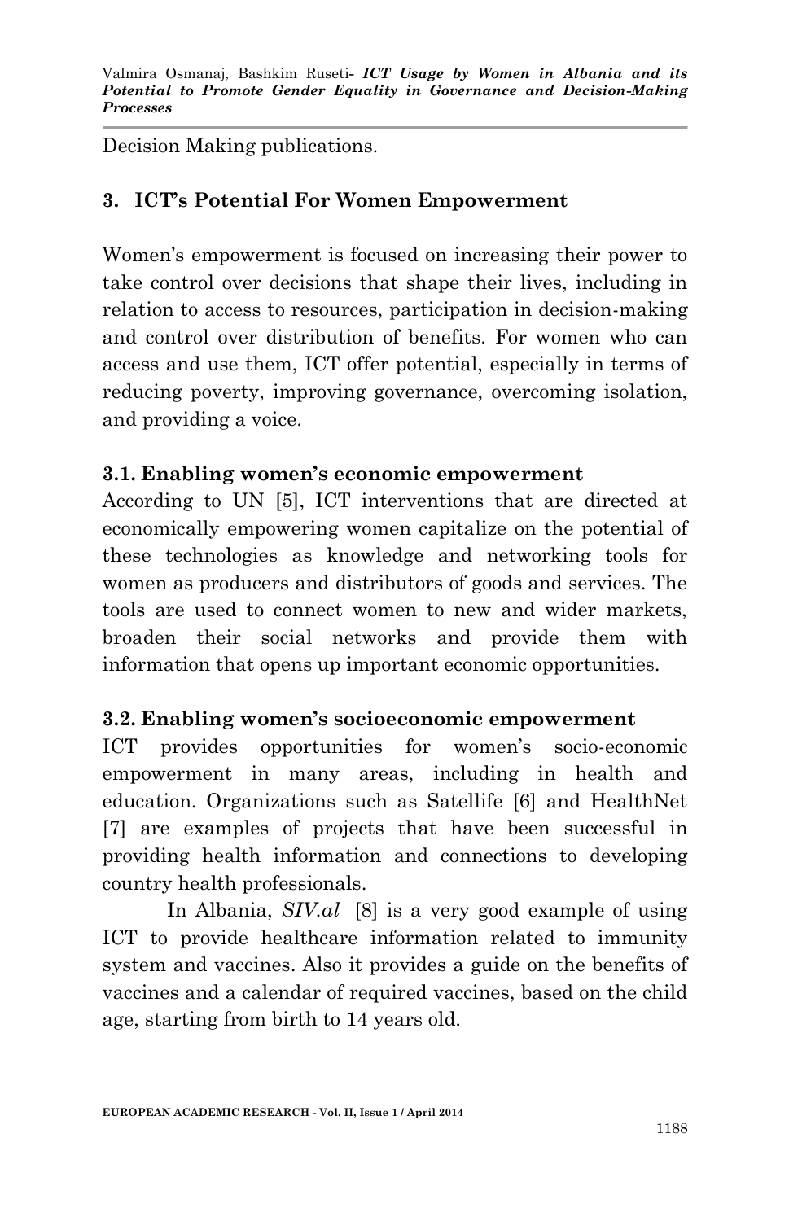Decision Making publications.

## 3. ICT's Potential For Women Empowerment

Women's empowerment is focused on increasing their power to take control over decisions that shape their lives, including in relation to access to resources, participation in decision-making and control over distribution of benefits. For women who can access and use them, ICT offer potential, especially in terms of reducing poverty, improving governance, overcoming isolation, and providing a voice.

### 3.1. Enabling women's economic empowerment

According to UN [5], ICT interventions that are directed at economically empowering women capitalize on the potential of these technologies as knowledge and networking tools for women as producers and distributors of goods and services. The tools are used to connect women to new and wider markets, broaden their social networks and provide them with information that opens up important economic opportunities.

### 3.2. Enabling women's socioeconomic empowerment

ICT provides opportunities for women's socio-economic empowerment in many areas, including in health and education. Organizations such as Satellife [6] and HealthNet [7] are examples of projects that have been successful in providing health information and connections to developing country health professionals.

In Albania, *SIV.al* [8] is a very good example of using ICT to provide healthcare information related to immunity system and vaccines. Also it provides a guide on the benefits of vaccines and a calendar of required vaccines, based on the child age, starting from birth to 14 years old.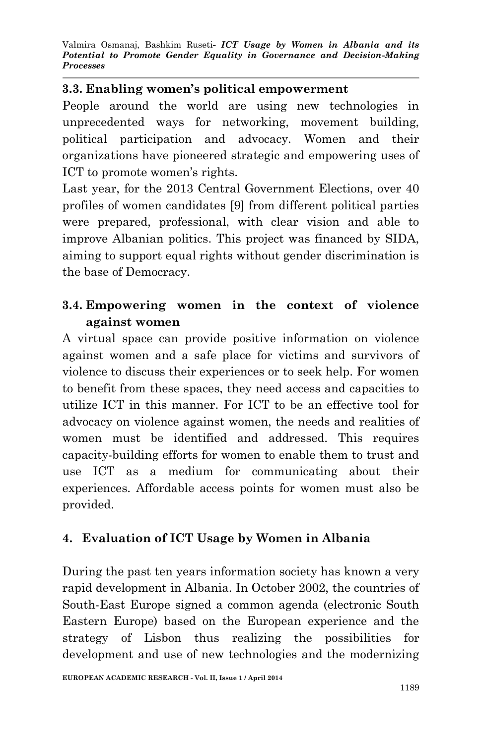### 3.3. Enabling women's political empowerment

People around the world are using new technologies in unprecedented ways for networking, movement building, political participation and advocacy. Women and their organizations have pioneered strategic and empowering uses of ICT to promote women's rights.

Last year, for the 2013 Central Government Elections, over 40 profiles of women candidates [9] from different political parties were prepared, professional, with clear vision and able to improve Albanian politics. This project was financed by SIDA, aiming to support equal rights without gender discrimination is the base of Democracy.

### 3.4. Empowering women in the context of violence against women

A virtual space can provide positive information on violence against women and a safe place for victims and survivors of violence to discuss their experiences or to seek help. For women to benefit from these spaces, they need access and capacities to utilize ICT in this manner. For ICT to be an effective tool for advocacy on violence against women, the needs and realities of women must be identified and addressed. This requires capacity-building efforts for women to enable them to trust and use ICT as a medium for communicating about their experiences. Affordable access points for women must also be provided.

## 4. Evaluation of ICT Usage by Women in Albania

During the past ten years information society has known a very rapid development in Albania. In October 2002, the countries of South-East Europe signed a common agenda (electronic South Eastern Europe) based on the European experience and the strategy of Lisbon thus realizing the possibilities for development and use of new technologies and the modernizing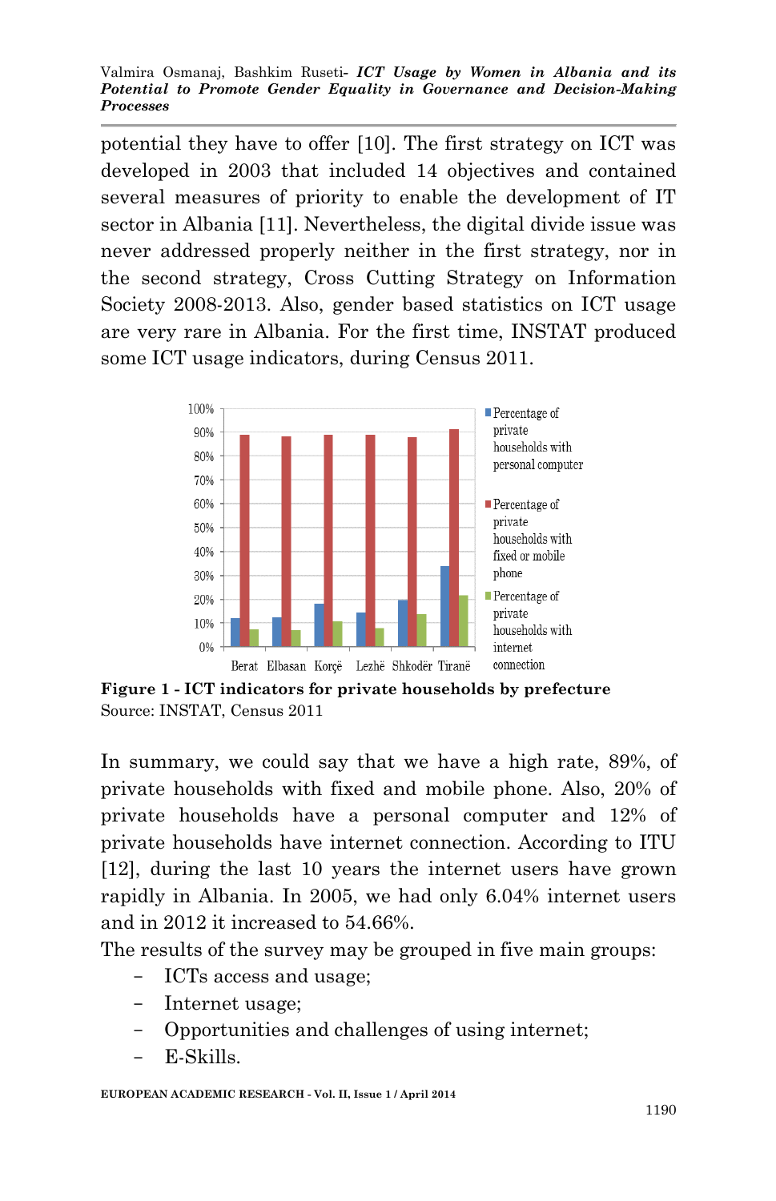potential they have to offer [10]. The first strategy on ICT was developed in 2003 that included 14 objectives and contained several measures of priority to enable the development of IT sector in Albania [11]. Nevertheless, the digital divide issue was never addressed properly neither in the first strategy, nor in the second strategy, Cross Cutting Strategy on Information Society 2008-2013. Also, gender based statistics on ICT usage are very rare in Albania. For the first time, INSTAT produced some ICT usage indicators, during Census 2011.

**Figure 1 - ICT indicators for private households by prefecture**
Source: INSTAT, Census 2011

In summary, we could say that we have a high rate, 89%, of private households with fixed and mobile phone. Also, 20% of private households have a personal computer and 12% of private households have internet connection. According to ITU [12], during the last 10 years the internet users have grown rapidly in Albania. In 2005, we had only 6.04% internet users and in 2012 it increased to 54.66%.

The results of the survey may be grouped in five main groups:

- ICTs access and usage;
- Internet usage;
- Opportunities and challenges of using internet;
- E-Skills.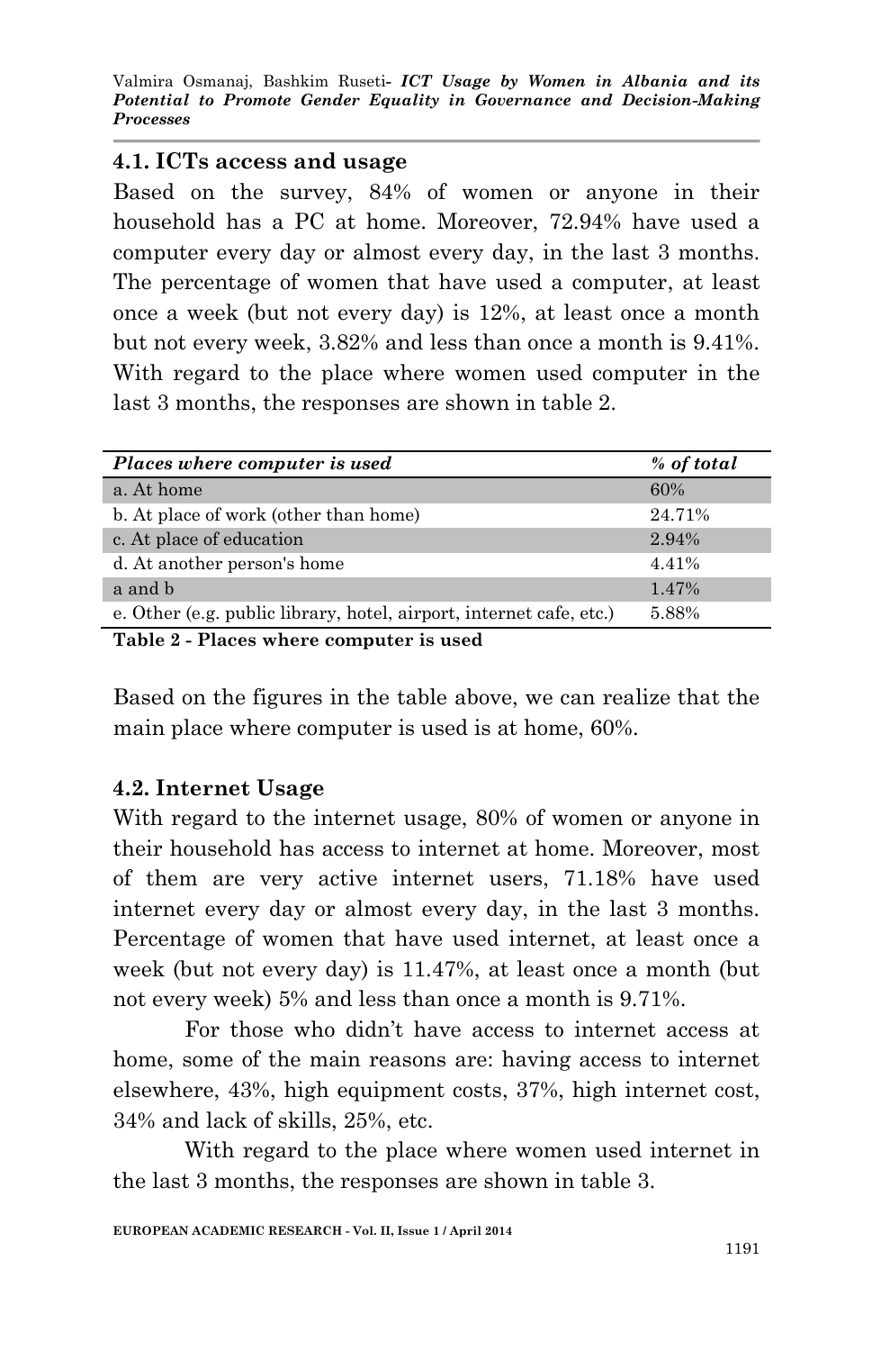### 4.1. ICTs access and usage

Based on the survey, 84% of women or anyone in their household has a PC at home. Moreover, 72.94% have used a computer every day or almost every day, in the last 3 months. The percentage of women that have used a computer, at least once a week (but not every day) is 12%, at least once a month but not every week, 3.82% and less than once a month is 9.41%. With regard to the place where women used computer in the last 3 months, the responses are shown in table 2.

| *Places where computer is used* | *% of total* |
|---|---|
| a. At home | 60% |
| b. At place of work (other than home) | 24.71% |
| c. At place of education | 2.94% |
| d. At another person's home | 4.41% |
| a and b | 1.47% |
| e. Other (e.g. public library, hotel, airport, internet cafe, etc.) | 5.88% |

**Table 2 - Places where computer is used**

Based on the figures in the table above, we can realize that the main place where computer is used is at home, 60%.

### 4.2. Internet Usage

With regard to the internet usage, 80% of women or anyone in their household has access to internet at home. Moreover, most of them are very active internet users, 71.18% have used internet every day or almost every day, in the last 3 months. Percentage of women that have used internet, at least once a week (but not every day) is 11.47%, at least once a month (but not every week) 5% and less than once a month is 9.71%.

For those who didn't have access to internet access at home, some of the main reasons are: having access to internet elsewhere, 43%, high equipment costs, 37%, high internet cost, 34% and lack of skills, 25%, etc.

With regard to the place where women used internet in the last 3 months, the responses are shown in table 3.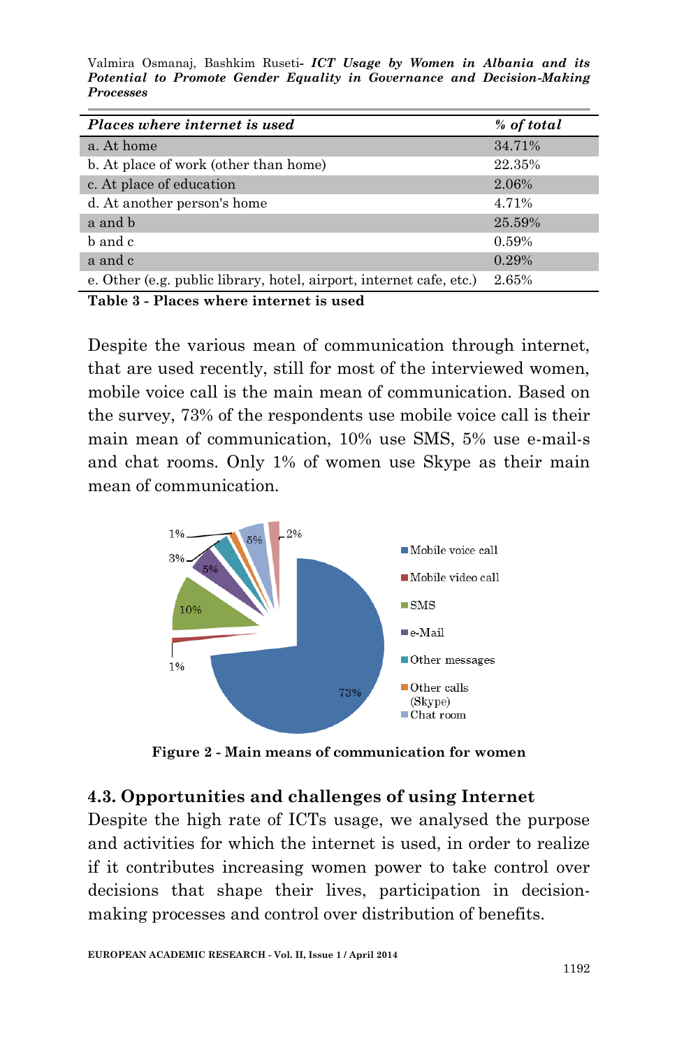| *Places where internet is used* | *% of total* |
|---|---|
| a. At home | 34.71% |
| b. At place of work (other than home) | 22.35% |
| c. At place of education | 2.06% |
| d. At another person's home | 4.71% |
| a and b | 25.59% |
| b and c | 0.59% |
| a and c | 0.29% |
| e. Other (e.g. public library, hotel, airport, internet cafe, etc.) | 2.65% |

**Table 3 - Places where internet is used**

Despite the various mean of communication through internet, that are used recently, still for most of the interviewed women, mobile voice call is the main mean of communication. Based on the survey, 73% of the respondents use mobile voice call is their main mean of communication, 10% use SMS, 5% use e-mail-s and chat rooms. Only 1% of women use Skype as their main mean of communication.

**Figure 2 - Main means of communication for women**

## 4.3. Opportunities and challenges of using Internet

Despite the high rate of ICTs usage, we analysed the purpose and activities for which the internet is used, in order to realize if it contributes increasing women power to take control over decisions that shape their lives, participation in decision-making processes and control over distribution of benefits.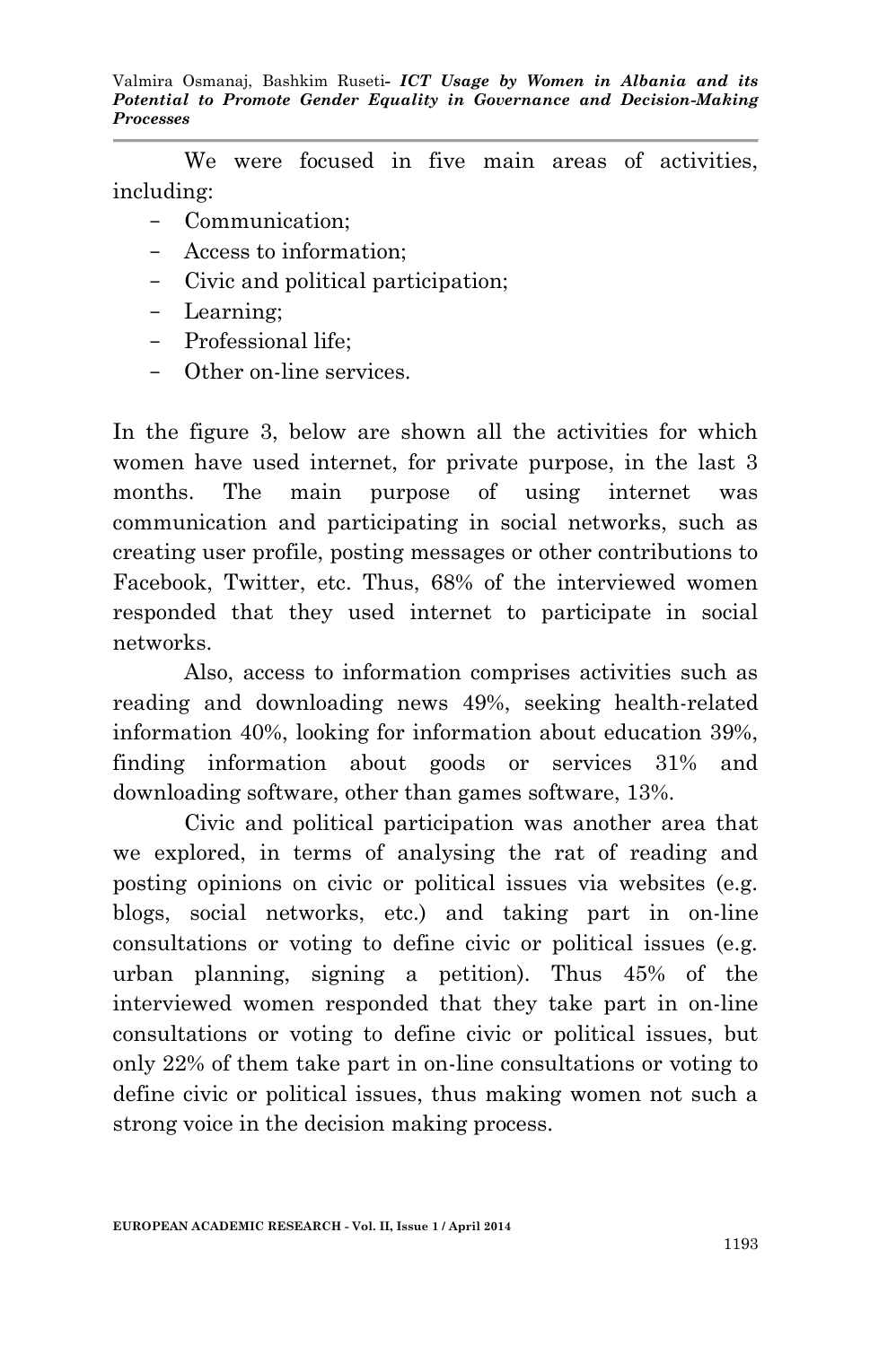We were focused in five main areas of activities, including:

- Communication;
- Access to information;
- Civic and political participation;
- Learning;
- Professional life;
- Other on-line services.

In the figure 3, below are shown all the activities for which women have used internet, for private purpose, in the last 3 months. The main purpose of using internet was communication and participating in social networks, such as creating user profile, posting messages or other contributions to Facebook, Twitter, etc. Thus, 68% of the interviewed women responded that they used internet to participate in social networks.

Also, access to information comprises activities such as reading and downloading news 49%, seeking health-related information 40%, looking for information about education 39%, finding information about goods or services 31% and downloading software, other than games software, 13%.

Civic and political participation was another area that we explored, in terms of analysing the rat of reading and posting opinions on civic or political issues via websites (e.g. blogs, social networks, etc.) and taking part in on-line consultations or voting to define civic or political issues (e.g. urban planning, signing a petition). Thus 45% of the interviewed women responded that they take part in on-line consultations or voting to define civic or political issues, but only 22% of them take part in on-line consultations or voting to define civic or political issues, thus making women not such a strong voice in the decision making process.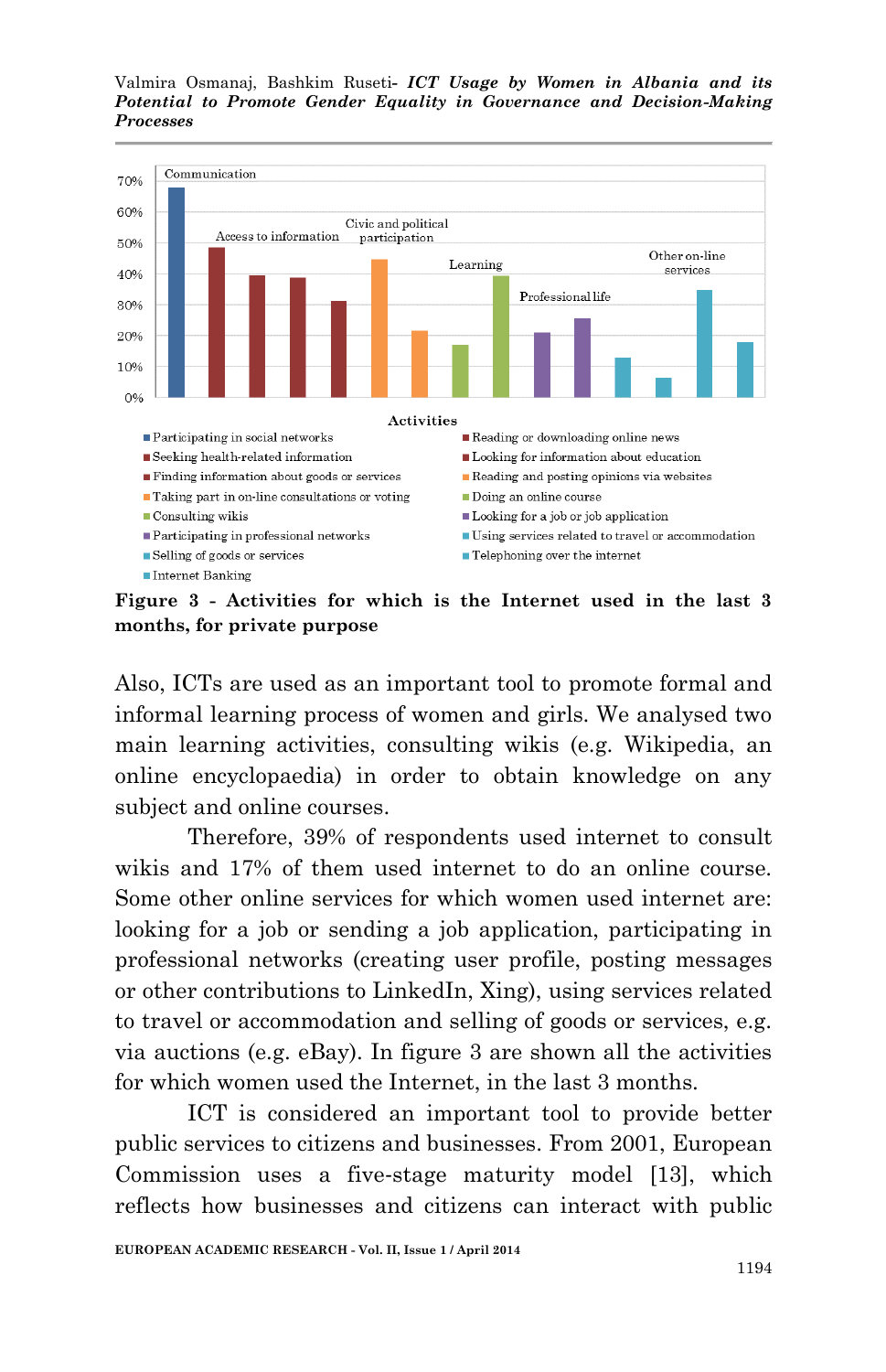**Figure 3 - Activities for which is the Internet used in the last 3 months, for private purpose**

Also, ICTs are used as an important tool to promote formal and informal learning process of women and girls. We analysed two main learning activities, consulting wikis (e.g. Wikipedia, an online encyclopaedia) in order to obtain knowledge on any subject and online courses.

Therefore, 39% of respondents used internet to consult wikis and 17% of them used internet to do an online course. Some other online services for which women used internet are: looking for a job or sending a job application, participating in professional networks (creating user profile, posting messages or other contributions to LinkedIn, Xing), using services related to travel or accommodation and selling of goods or services, e.g. via auctions (e.g. eBay). In figure 3 are shown all the activities for which women used the Internet, in the last 3 months.

ICT is considered an important tool to provide better public services to citizens and businesses. From 2001, European Commission uses a five-stage maturity model [13], which reflects how businesses and citizens can interact with public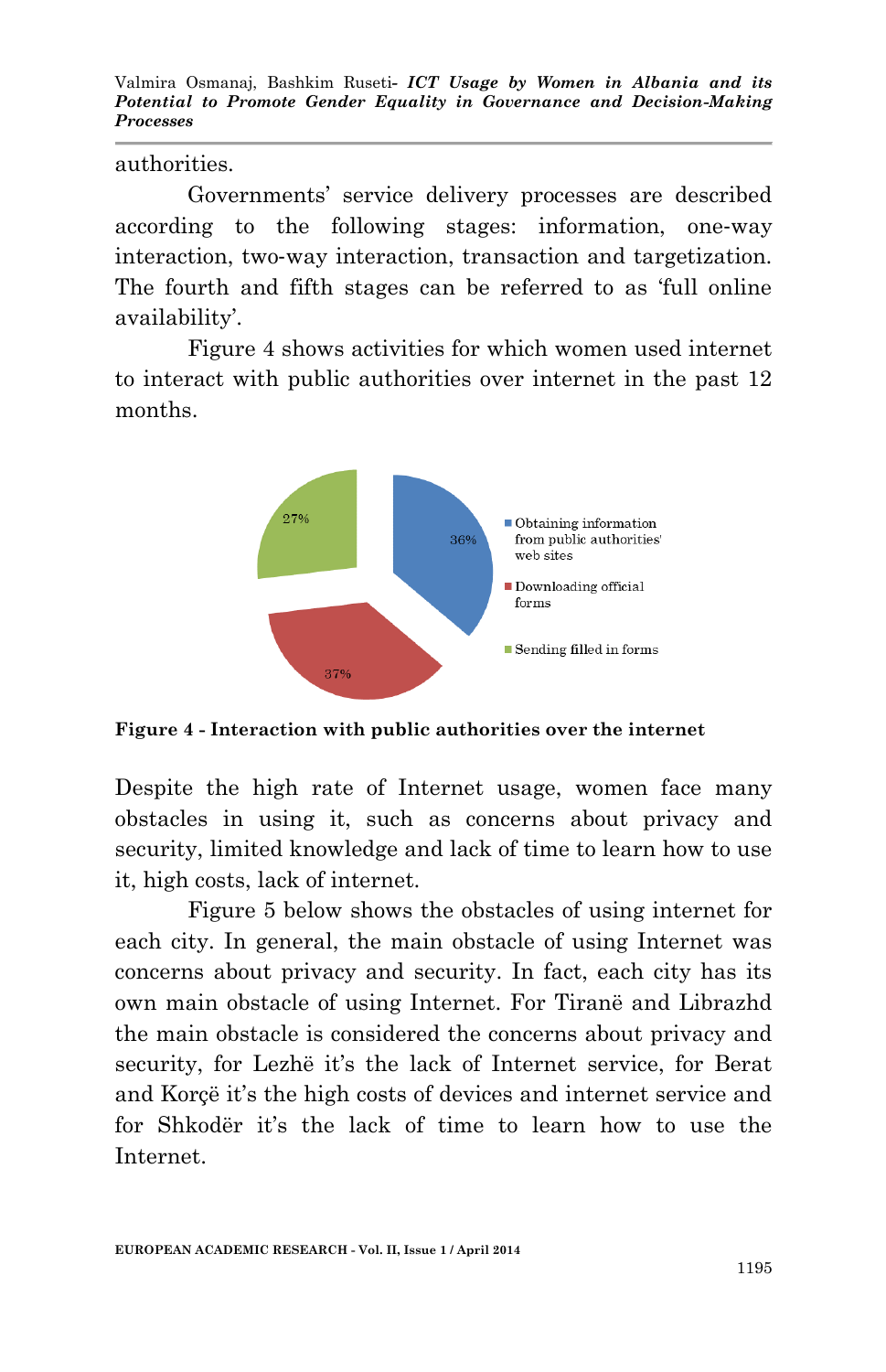authorities.

Governments' service delivery processes are described according to the following stages: information, one-way interaction, two-way interaction, transaction and targetization. The fourth and fifth stages can be referred to as 'full online availability'.

Figure 4 shows activities for which women used internet to interact with public authorities over internet in the past 12 months.

**Figure 4 - Interaction with public authorities over the internet**

Despite the high rate of Internet usage, women face many obstacles in using it, such as concerns about privacy and security, limited knowledge and lack of time to learn how to use it, high costs, lack of internet.

Figure 5 below shows the obstacles of using internet for each city. In general, the main obstacle of using Internet was concerns about privacy and security. In fact, each city has its own main obstacle of using Internet. For Tiranë and Librazhd the main obstacle is considered the concerns about privacy and security, for Lezhë it's the lack of Internet service, for Berat and Korçë it's the high costs of devices and internet service and for Shkodër it's the lack of time to learn how to use the Internet.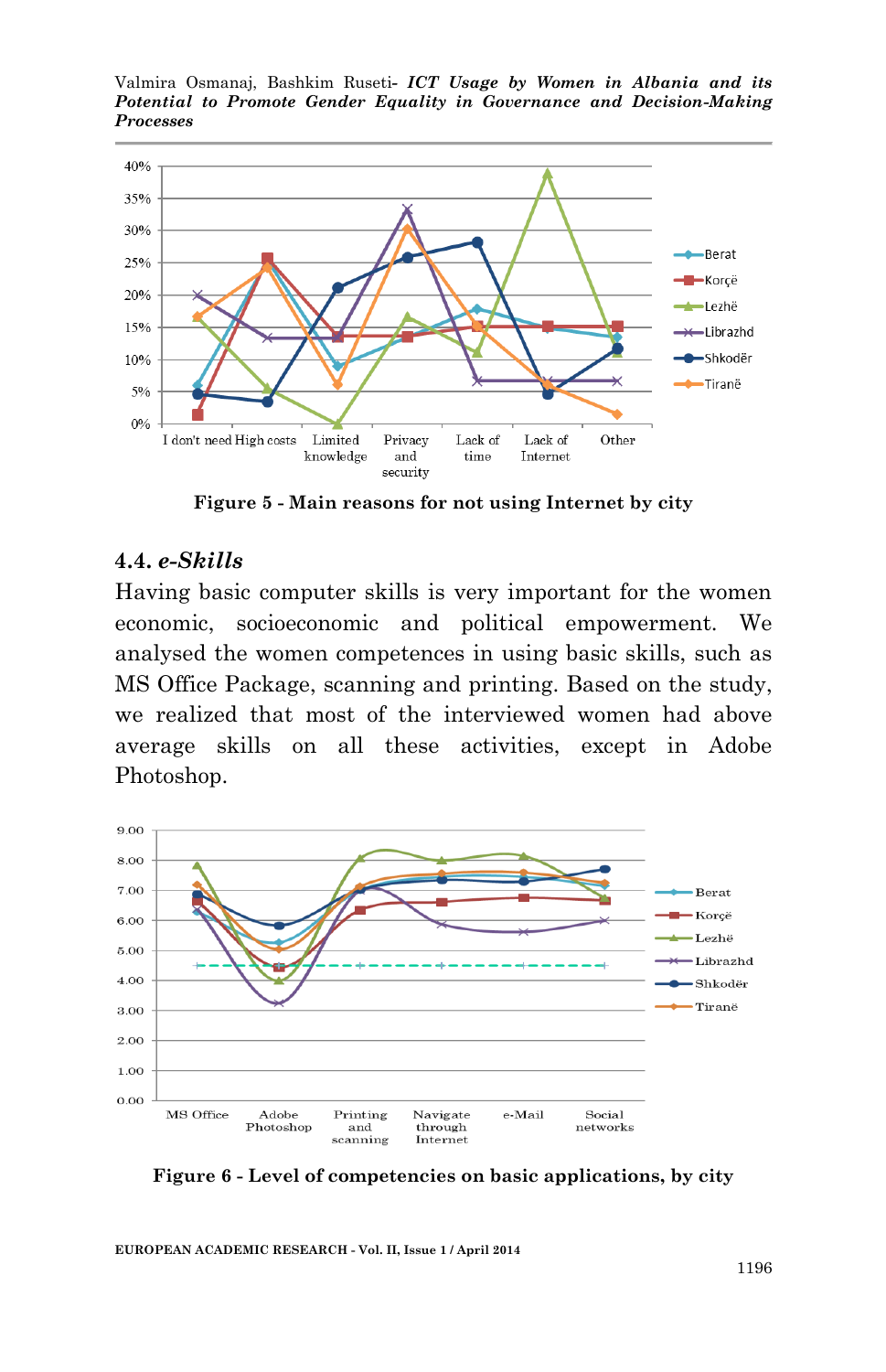Figure 5 - Main reasons for not using Internet by city

## 4.4. *e-Skills*

Having basic computer skills is very important for the women economic, socioeconomic and political empowerment. We analysed the women competences in using basic skills, such as MS Office Package, scanning and printing. Based on the study, we realized that most of the interviewed women had above average skills on all these activities, except in Adobe Photoshop.

Figure 6 - Level of competencies on basic applications, by city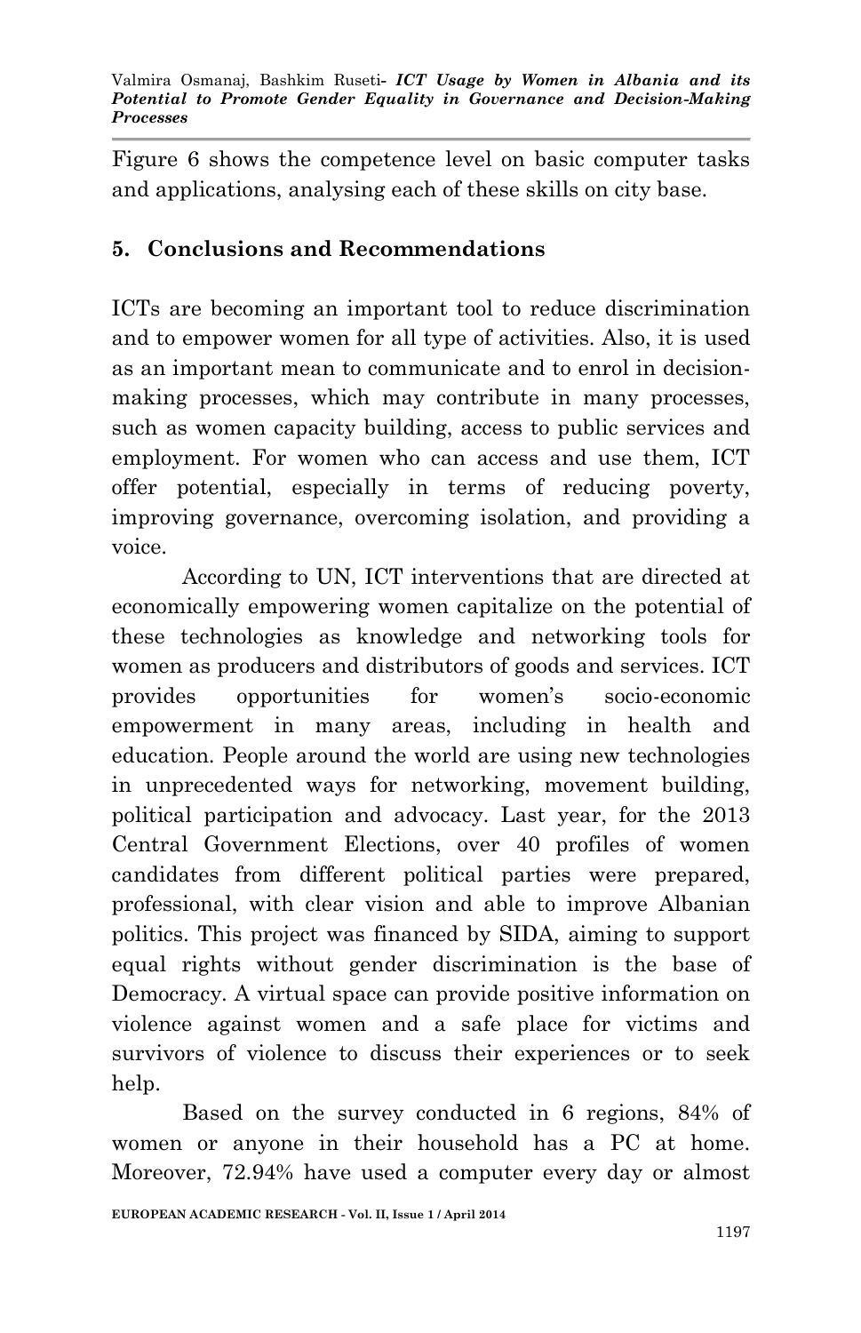Figure 6 shows the competence level on basic computer tasks and applications, analysing each of these skills on city base.

## 5. Conclusions and Recommendations

ICTs are becoming an important tool to reduce discrimination and to empower women for all type of activities. Also, it is used as an important mean to communicate and to enrol in decision-making processes, which may contribute in many processes, such as women capacity building, access to public services and employment. For women who can access and use them, ICT offer potential, especially in terms of reducing poverty, improving governance, overcoming isolation, and providing a voice.

According to UN, ICT interventions that are directed at economically empowering women capitalize on the potential of these technologies as knowledge and networking tools for women as producers and distributors of goods and services. ICT provides opportunities for women's socio-economic empowerment in many areas, including in health and education. People around the world are using new technologies in unprecedented ways for networking, movement building, political participation and advocacy. Last year, for the 2013 Central Government Elections, over 40 profiles of women candidates from different political parties were prepared, professional, with clear vision and able to improve Albanian politics. This project was financed by SIDA, aiming to support equal rights without gender discrimination is the base of Democracy. A virtual space can provide positive information on violence against women and a safe place for victims and survivors of violence to discuss their experiences or to seek help.

Based on the survey conducted in 6 regions, 84% of women or anyone in their household has a PC at home. Moreover, 72.94% have used a computer every day or almost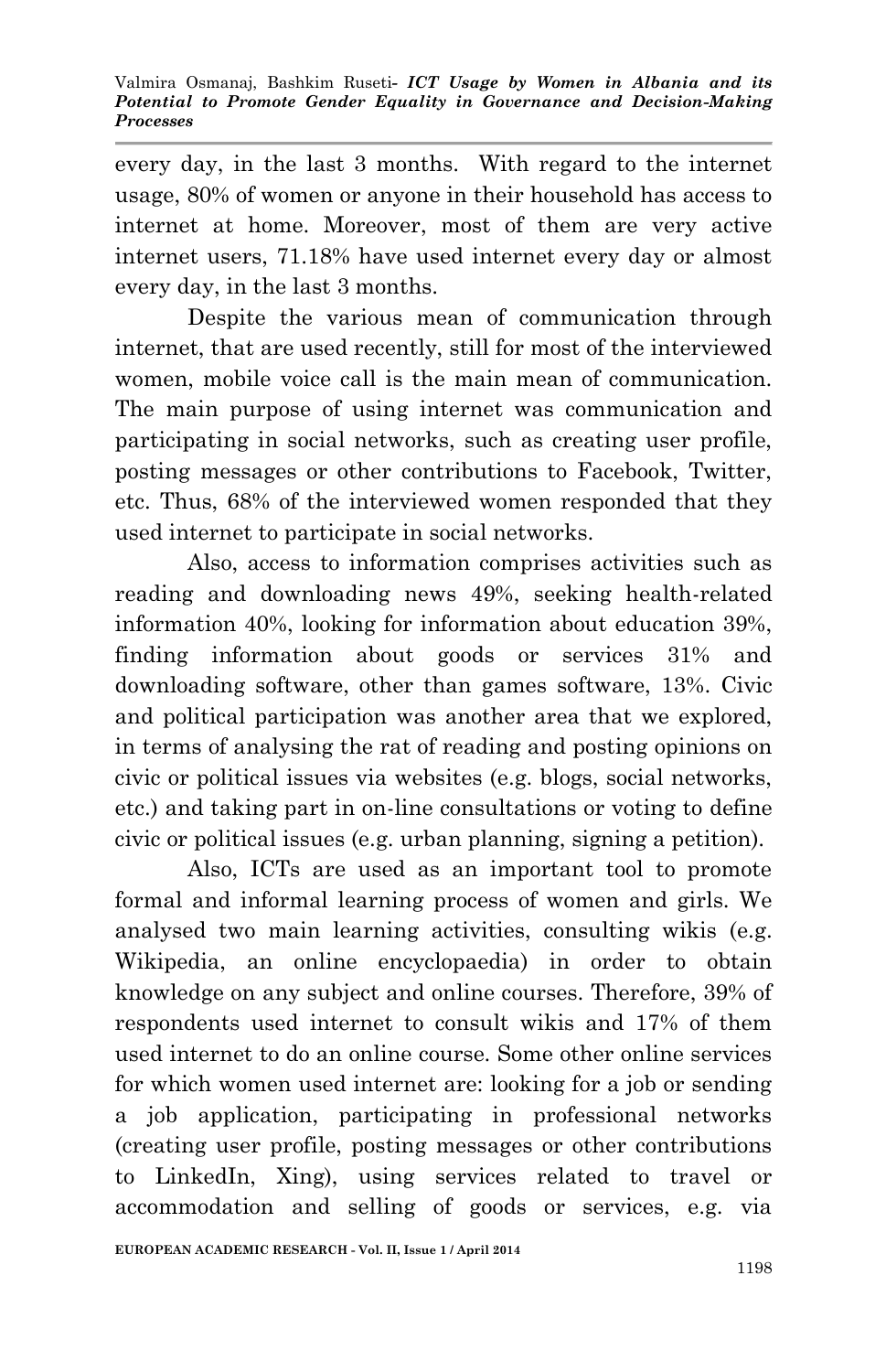every day, in the last 3 months. With regard to the internet usage, 80% of women or anyone in their household has access to internet at home. Moreover, most of them are very active internet users, 71.18% have used internet every day or almost every day, in the last 3 months.

Despite the various mean of communication through internet, that are used recently, still for most of the interviewed women, mobile voice call is the main mean of communication. The main purpose of using internet was communication and participating in social networks, such as creating user profile, posting messages or other contributions to Facebook, Twitter, etc. Thus, 68% of the interviewed women responded that they used internet to participate in social networks.

Also, access to information comprises activities such as reading and downloading news 49%, seeking health-related information 40%, looking for information about education 39%, finding information about goods or services 31% and downloading software, other than games software, 13%. Civic and political participation was another area that we explored, in terms of analysing the rat of reading and posting opinions on civic or political issues via websites (e.g. blogs, social networks, etc.) and taking part in on-line consultations or voting to define civic or political issues (e.g. urban planning, signing a petition).

Also, ICTs are used as an important tool to promote formal and informal learning process of women and girls. We analysed two main learning activities, consulting wikis (e.g. Wikipedia, an online encyclopaedia) in order to obtain knowledge on any subject and online courses. Therefore, 39% of respondents used internet to consult wikis and 17% of them used internet to do an online course. Some other online services for which women used internet are: looking for a job or sending a job application, participating in professional networks (creating user profile, posting messages or other contributions to LinkedIn, Xing), using services related to travel or accommodation and selling of goods or services, e.g. via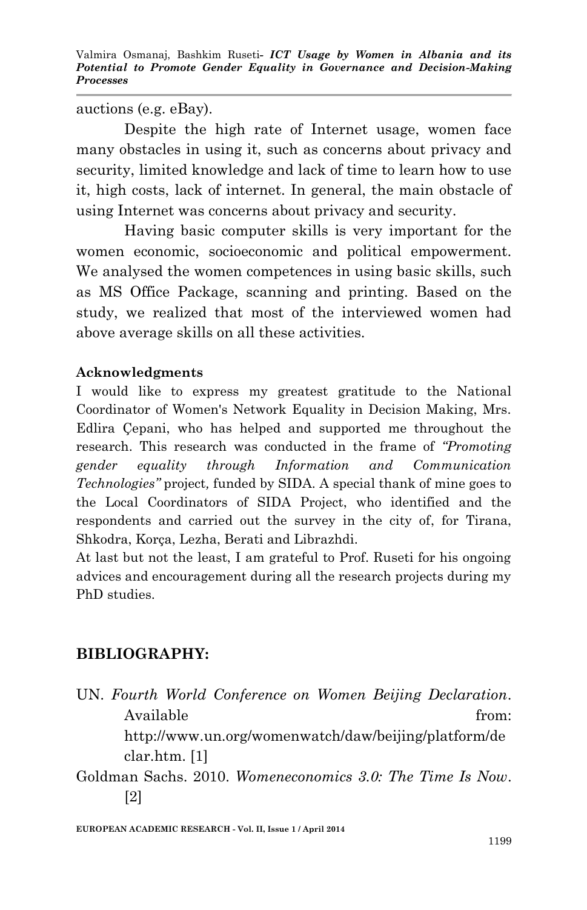auctions (e.g. eBay).

Despite the high rate of Internet usage, women face many obstacles in using it, such as concerns about privacy and security, limited knowledge and lack of time to learn how to use it, high costs, lack of internet. In general, the main obstacle of using Internet was concerns about privacy and security.

Having basic computer skills is very important for the women economic, socioeconomic and political empowerment. We analysed the women competences in using basic skills, such as MS Office Package, scanning and printing. Based on the study, we realized that most of the interviewed women had above average skills on all these activities.

**Acknowledgments**

I would like to express my greatest gratitude to the National Coordinator of Women's Network Equality in Decision Making, Mrs. Edlira Çepani, who has helped and supported me throughout the research. This research was conducted in the frame of *"Promoting gender equality through Information and Communication Technologies"* project*,* funded by SIDA. A special thank of mine goes to the Local Coordinators of SIDA Project, who identified and the respondents and carried out the survey in the city of, for Tirana, Shkodra, Korça, Lezha, Berati and Librazhdi.

At last but not the least, I am grateful to Prof. Ruseti for his ongoing advices and encouragement during all the research projects during my PhD studies.

## BIBLIOGRAPHY:

UN. *Fourth World Conference on Women Beijing Declaration*. Available from: http://www.un.org/womenwatch/daw/beijing/platform/declar.htm. [1]

Goldman Sachs. 2010. *Womeneconomics 3.0: The Time Is Now*. [2]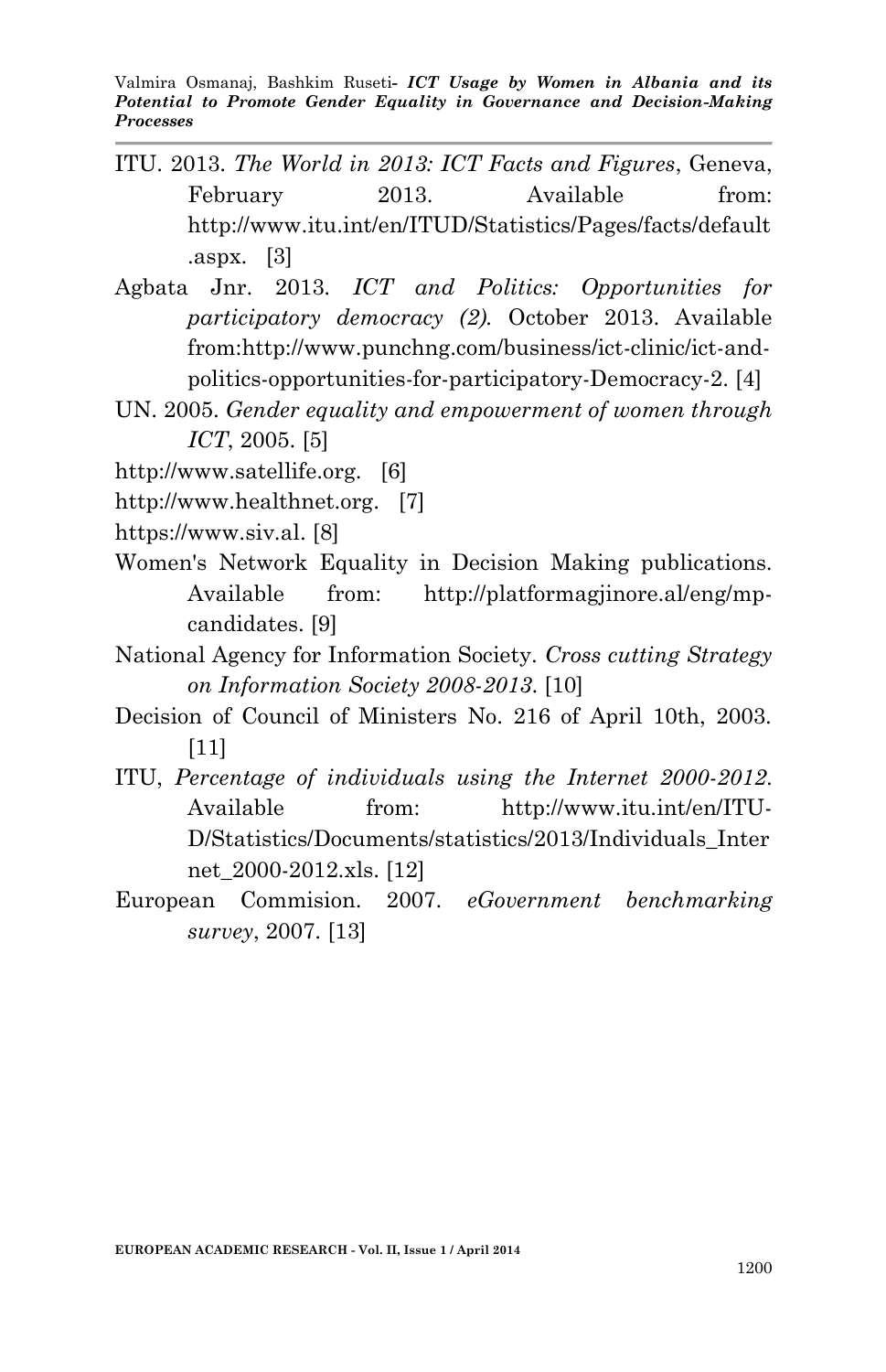ITU. 2013. *The World in 2013: ICT Facts and Figures*, Geneva, February 2013. Available from: http://www.itu.int/en/ITUD/Statistics/Pages/facts/default.aspx. [3]

Agbata Jnr. 2013. *ICT and Politics: Opportunities for participatory democracy (2).* October 2013. Available from:http://www.punchng.com/business/ict-clinic/ict-and-politics-opportunities-for-participatory-Democracy-2. [4]

UN. 2005. *Gender equality and empowerment of women through ICT*, 2005. [5]

http://www.satellife.org. [6]

http://www.healthnet.org. [7]

https://www.siv.al. [8]

Women's Network Equality in Decision Making publications. Available from: http://platformagjinore.al/eng/mp-candidates. [9]

National Agency for Information Society. *Cross cutting Strategy on Information Society 2008-2013.* [10]

Decision of Council of Ministers No. 216 of April 10th, 2003. [11]

ITU, *Percentage of individuals using the Internet 2000-2012*. Available from: http://www.itu.int/en/ITU-D/Statistics/Documents/statistics/2013/Individuals_Internet_2000-2012.xls. [12]

European Commision. 2007. *eGovernment benchmarking survey*, 2007. [13]